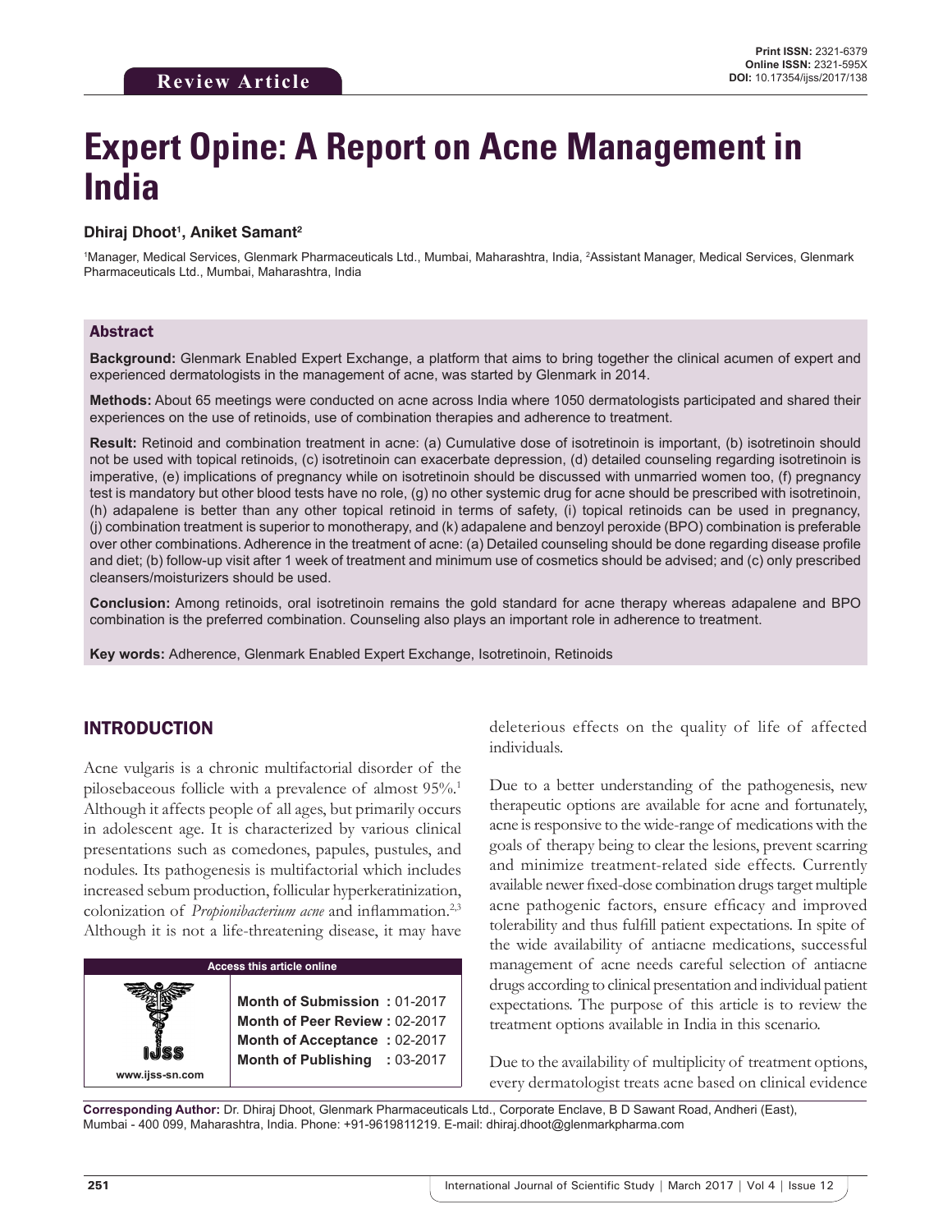Review Article

Print ISSN: 2321-6379
Online ISSN: 2321-595X
DOI: 10.17354/ijss/2017/138

# Expert Opine: A Report on Acne Management in India

**Dhiraj Dhoot[1], Aniket Samant[2]**

[1]Manager, Medical Services, Glenmark Pharmaceuticals Ltd., Mumbai, Maharashtra, India, [2]Assistant Manager, Medical Services, Glenmark Pharmaceuticals Ltd., Mumbai, Maharashtra, India

## Abstract

**Background:** Glenmark Enabled Expert Exchange, a platform that aims to bring together the clinical acumen of expert and experienced dermatologists in the management of acne, was started by Glenmark in 2014.

**Methods:** About 65 meetings were conducted on acne across India where 1050 dermatologists participated and shared their experiences on the use of retinoids, use of combination therapies and adherence to treatment.

**Result:** Retinoid and combination treatment in acne: (a) Cumulative dose of isotretinoin is important, (b) isotretinoin should not be used with topical retinoids, (c) isotretinoin can exacerbate depression, (d) detailed counseling regarding isotretinoin is imperative, (e) implications of pregnancy while on isotretinoin should be discussed with unmarried women too, (f) pregnancy test is mandatory but other blood tests have no role, (g) no other systemic drug for acne should be prescribed with isotretinoin, (h) adapalene is better than any other topical retinoid in terms of safety, (i) topical retinoids can be used in pregnancy, (j) combination treatment is superior to monotherapy, and (k) adapalene and benzoyl peroxide (BPO) combination is preferable over other combinations. Adherence in the treatment of acne: (a) Detailed counseling should be done regarding disease profile and diet; (b) follow-up visit after 1 week of treatment and minimum use of cosmetics should be advised; and (c) only prescribed cleansers/moisturizers should be used.

**Conclusion:** Among retinoids, oral isotretinoin remains the gold standard for acne therapy whereas adapalene and BPO combination is the preferred combination. Counseling also plays an important role in adherence to treatment.

**Key words:** Adherence, Glenmark Enabled Expert Exchange, Isotretinoin, Retinoids

## INTRODUCTION

Acne vulgaris is a chronic multifactorial disorder of the pilosebaceous follicle with a prevalence of almost 95%.[1] Although it affects people of all ages, but primarily occurs in adolescent age. It is characterized by various clinical presentations such as comedones, papules, pustules, and nodules. Its pathogenesis is multifactorial which includes increased sebum production, follicular hyperkeratinization, colonization of *Propionibacterium acne* and inflammation.[2,3] Although it is not a life-threatening disease, it may have deleterious effects on the quality of life of affected individuals.

| Access this article online | |
|---|---|
| www.ijss-sn.com | **Month of Submission :** 01-2017<br>**Month of Peer Review :** 02-2017<br>**Month of Acceptance :** 02-2017<br>**Month of Publishing :** 03-2017 |

Due to a better understanding of the pathogenesis, new therapeutic options are available for acne and fortunately, acne is responsive to the wide-range of medications with the goals of therapy being to clear the lesions, prevent scarring and minimize treatment-related side effects. Currently available newer fixed-dose combination drugs target multiple acne pathogenic factors, ensure efficacy and improved tolerability and thus fulfill patient expectations. In spite of the wide availability of antiacne medications, successful management of acne needs careful selection of antiacne drugs according to clinical presentation and individual patient expectations. The purpose of this article is to review the treatment options available in India in this scenario.

Due to the availability of multiplicity of treatment options, every dermatologist treats acne based on clinical evidence

**Corresponding Author:** Dr. Dhiraj Dhoot, Glenmark Pharmaceuticals Ltd., Corporate Enclave, B D Sawant Road, Andheri (East), Mumbai - 400 099, Maharashtra, India. Phone: +91-9619811219. E-mail: dhiraj.dhoot@glenmarkpharma.com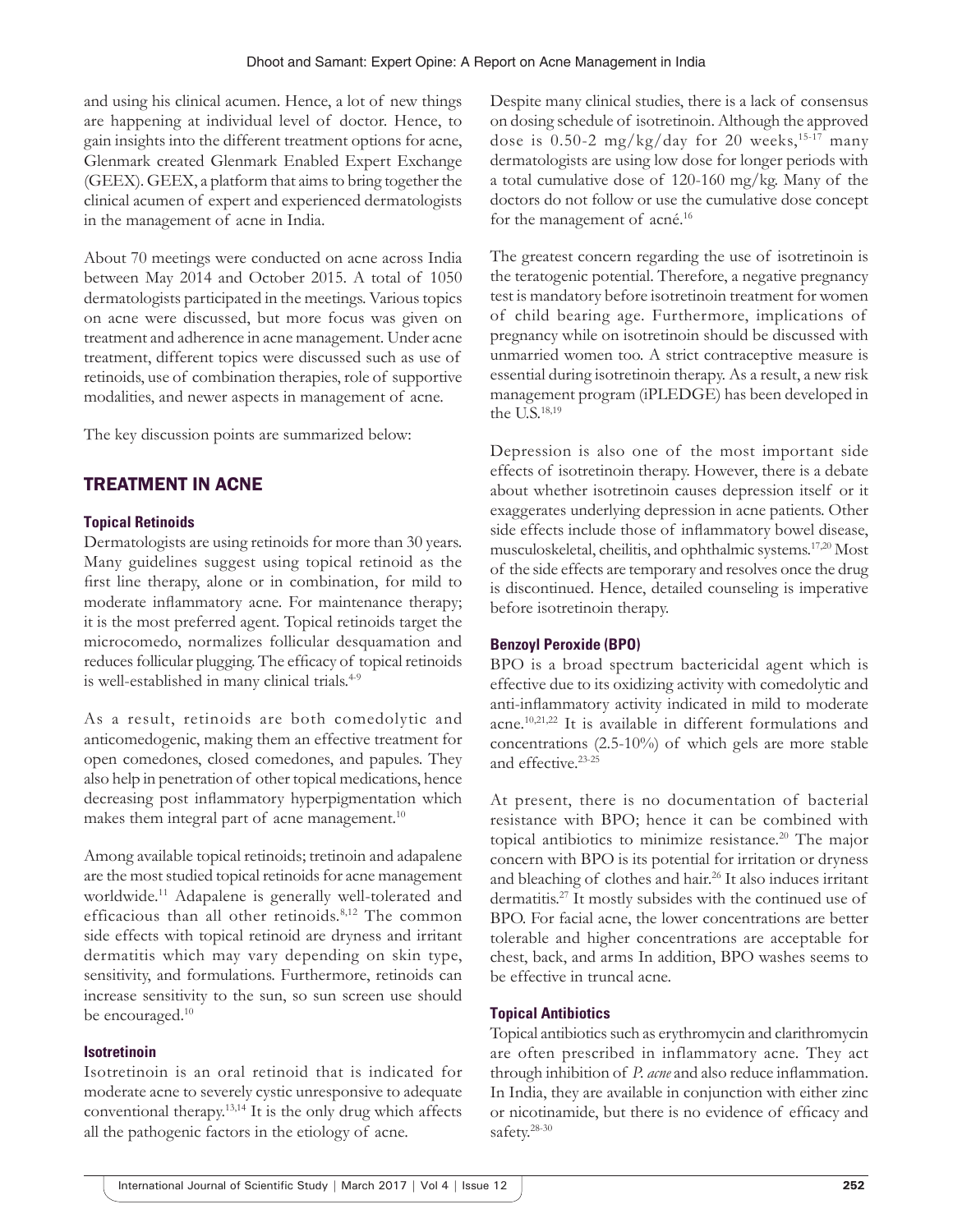and using his clinical acumen. Hence, a lot of new things are happening at individual level of doctor. Hence, to gain insights into the different treatment options for acne, Glenmark created Glenmark Enabled Expert Exchange (GEEX). GEEX, a platform that aims to bring together the clinical acumen of expert and experienced dermatologists in the management of acne in India.

About 70 meetings were conducted on acne across India between May 2014 and October 2015. A total of 1050 dermatologists participated in the meetings. Various topics on acne were discussed, but more focus was given on treatment and adherence in acne management. Under acne treatment, different topics were discussed such as use of retinoids, use of combination therapies, role of supportive modalities, and newer aspects in management of acne.

The key discussion points are summarized below:

## TREATMENT IN ACNE

### Topical Retinoids

Dermatologists are using retinoids for more than 30 years. Many guidelines suggest using topical retinoid as the first line therapy, alone or in combination, for mild to moderate inflammatory acne. For maintenance therapy; it is the most preferred agent. Topical retinoids target the microcomedo, normalizes follicular desquamation and reduces follicular plugging. The efficacy of topical retinoids is well-established in many clinical trials.[4-9]

As a result, retinoids are both comedolytic and anticomedogenic, making them an effective treatment for open comedones, closed comedones, and papules. They also help in penetration of other topical medications, hence decreasing post inflammatory hyperpigmentation which makes them integral part of acne management.[10]

Among available topical retinoids; tretinoin and adapalene are the most studied topical retinoids for acne management worldwide.[11] Adapalene is generally well-tolerated and efficacious than all other retinoids.[8,12] The common side effects with topical retinoid are dryness and irritant dermatitis which may vary depending on skin type, sensitivity, and formulations. Furthermore, retinoids can increase sensitivity to the sun, so sun screen use should be encouraged.[10]

### Isotretinoin

Isotretinoin is an oral retinoid that is indicated for moderate acne to severely cystic unresponsive to adequate conventional therapy.[13,14] It is the only drug which affects all the pathogenic factors in the etiology of acne.

Despite many clinical studies, there is a lack of consensus on dosing schedule of isotretinoin. Although the approved dose is 0.50-2 mg/kg/day for 20 weeks,[15-17] many dermatologists are using low dose for longer periods with a total cumulative dose of 120-160 mg/kg. Many of the doctors do not follow or use the cumulative dose concept for the management of acné.[16]

The greatest concern regarding the use of isotretinoin is the teratogenic potential. Therefore, a negative pregnancy test is mandatory before isotretinoin treatment for women of child bearing age. Furthermore, implications of pregnancy while on isotretinoin should be discussed with unmarried women too. A strict contraceptive measure is essential during isotretinoin therapy. As a result, a new risk management program (iPLEDGE) has been developed in the U.S.[18,19]

Depression is also one of the most important side effects of isotretinoin therapy. However, there is a debate about whether isotretinoin causes depression itself or it exaggerates underlying depression in acne patients. Other side effects include those of inflammatory bowel disease, musculoskeletal, cheilitis, and ophthalmic systems.[17,20] Most of the side effects are temporary and resolves once the drug is discontinued. Hence, detailed counseling is imperative before isotretinoin therapy.

### Benzoyl Peroxide (BPO)

BPO is a broad spectrum bactericidal agent which is effective due to its oxidizing activity with comedolytic and anti-inflammatory activity indicated in mild to moderate acne.[10,21,22] It is available in different formulations and concentrations (2.5-10%) of which gels are more stable and effective.[23-25]

At present, there is no documentation of bacterial resistance with BPO; hence it can be combined with topical antibiotics to minimize resistance.[20] The major concern with BPO is its potential for irritation or dryness and bleaching of clothes and hair.[26] It also induces irritant dermatitis.[27] It mostly subsides with the continued use of BPO. For facial acne, the lower concentrations are better tolerable and higher concentrations are acceptable for chest, back, and arms In addition, BPO washes seems to be effective in truncal acne.

### Topical Antibiotics

Topical antibiotics such as erythromycin and clarithromycin are often prescribed in inflammatory acne. They act through inhibition of *P. acne* and also reduce inflammation. In India, they are available in conjunction with either zinc or nicotinamide, but there is no evidence of efficacy and safety.[28-30]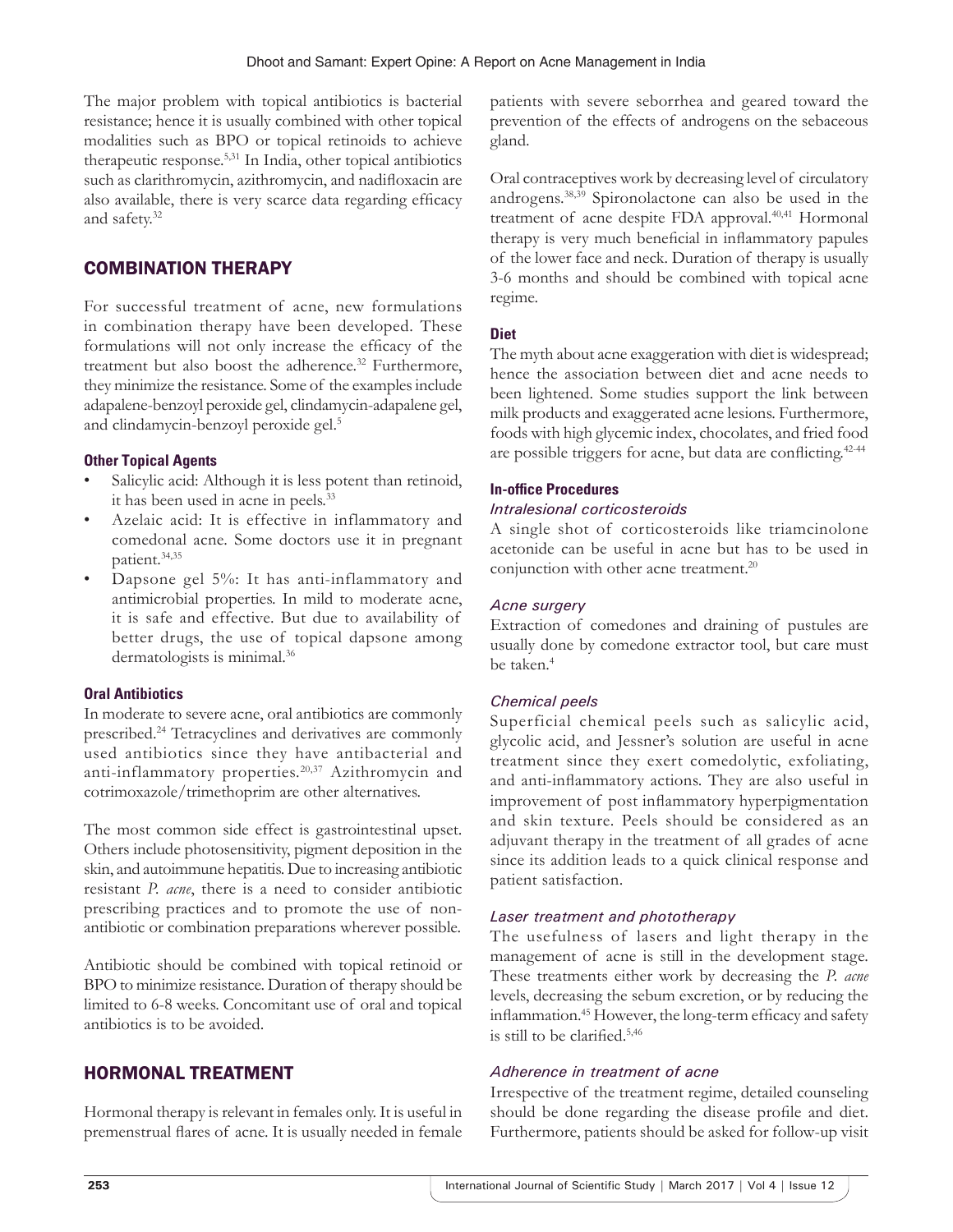The major problem with topical antibiotics is bacterial resistance; hence it is usually combined with other topical modalities such as BPO or topical retinoids to achieve therapeutic response.[5,31] In India, other topical antibiotics such as clarithromycin, azithromycin, and nadifloxacin are also available, there is very scarce data regarding efficacy and safety.[32]

## COMBINATION THERAPY

For successful treatment of acne, new formulations in combination therapy have been developed. These formulations will not only increase the efficacy of the treatment but also boost the adherence.[32] Furthermore, they minimize the resistance. Some of the examples include adapalene-benzoyl peroxide gel, clindamycin-adapalene gel, and clindamycin-benzoyl peroxide gel.[5]

### Other Topical Agents

- Salicylic acid: Although it is less potent than retinoid, it has been used in acne in peels.[33]
- Azelaic acid: It is effective in inflammatory and comedonal acne. Some doctors use it in pregnant patient.[34,35]
- Dapsone gel 5%: It has anti-inflammatory and antimicrobial properties. In mild to moderate acne, it is safe and effective. But due to availability of better drugs, the use of topical dapsone among dermatologists is minimal.[36]

### Oral Antibiotics

In moderate to severe acne, oral antibiotics are commonly prescribed.[24] Tetracyclines and derivatives are commonly used antibiotics since they have antibacterial and anti-inflammatory properties.[20,37] Azithromycin and cotrimoxazole/trimethoprim are other alternatives.

The most common side effect is gastrointestinal upset. Others include photosensitivity, pigment deposition in the skin, and autoimmune hepatitis. Due to increasing antibiotic resistant *P. acne*, there is a need to consider antibiotic prescribing practices and to promote the use of non-antibiotic or combination preparations wherever possible.

Antibiotic should be combined with topical retinoid or BPO to minimize resistance. Duration of therapy should be limited to 6-8 weeks. Concomitant use of oral and topical antibiotics is to be avoided.

## HORMONAL TREATMENT

Hormonal therapy is relevant in females only. It is useful in premenstrual flares of acne. It is usually needed in female patients with severe seborrhea and geared toward the prevention of the effects of androgens on the sebaceous gland.

Oral contraceptives work by decreasing level of circulatory androgens.[38,39] Spironolactone can also be used in the treatment of acne despite FDA approval.[40,41] Hormonal therapy is very much beneficial in inflammatory papules of the lower face and neck. Duration of therapy is usually 3-6 months and should be combined with topical acne regime.

### Diet

The myth about acne exaggeration with diet is widespread; hence the association between diet and acne needs to been lightened. Some studies support the link between milk products and exaggerated acne lesions. Furthermore, foods with high glycemic index, chocolates, and fried food are possible triggers for acne, but data are conflicting.[42-44]

### In-office Procedures

#### *Intralesional corticosteroids*

A single shot of corticosteroids like triamcinolone acetonide can be useful in acne but has to be used in conjunction with other acne treatment.[20]

#### *Acne surgery*

Extraction of comedones and draining of pustules are usually done by comedone extractor tool, but care must be taken.[4]

#### *Chemical peels*

Superficial chemical peels such as salicylic acid, glycolic acid, and Jessner's solution are useful in acne treatment since they exert comedolytic, exfoliating, and anti-inflammatory actions. They are also useful in improvement of post inflammatory hyperpigmentation and skin texture. Peels should be considered as an adjuvant therapy in the treatment of all grades of acne since its addition leads to a quick clinical response and patient satisfaction.

#### *Laser treatment and phototherapy*

The usefulness of lasers and light therapy in the management of acne is still in the development stage. These treatments either work by decreasing the *P. acne* levels, decreasing the sebum excretion, or by reducing the inflammation.[45] However, the long-term efficacy and safety is still to be clarified.[5,46]

#### *Adherence in treatment of acne*

Irrespective of the treatment regime, detailed counseling should be done regarding the disease profile and diet. Furthermore, patients should be asked for follow-up visit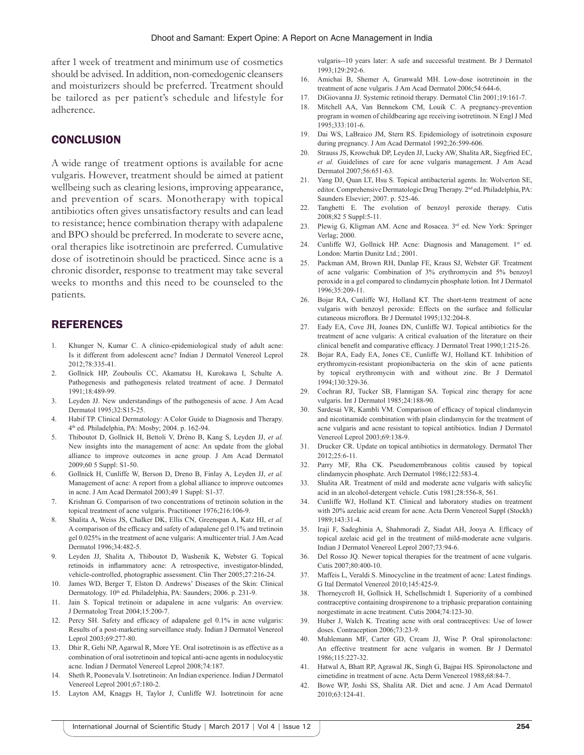after 1 week of treatment and minimum use of cosmetics should be advised. In addition, non-comedogenic cleansers and moisturizers should be preferred. Treatment should be tailored as per patient's schedule and lifestyle for adherence.

## CONCLUSION

A wide range of treatment options is available for acne vulgaris. However, treatment should be aimed at patient wellbeing such as clearing lesions, improving appearance, and prevention of scars. Monotherapy with topical antibiotics often gives unsatisfactory results and can lead to resistance; hence combination therapy with adapalene and BPO should be preferred. In moderate to severe acne, oral therapies like isotretinoin are preferred. Cumulative dose of isotretinoin should be practiced. Since acne is a chronic disorder, response to treatment may take several weeks to months and this need to be counseled to the patients.

## REFERENCES

1. Khunger N, Kumar C. A clinico-epidemiological study of adult acne: Is it different from adolescent acne? Indian J Dermatol Venereol Leprol 2012;78:335-41.
2. Gollnick HP, Zouboulis CC, Akamatsu H, Kurokawa I, Schulte A. Pathogenesis and pathogenesis related treatment of acne. J Dermatol 1991;18:489-99.
3. Leyden JJ. New understandings of the pathogenesis of acne. J Am Acad Dermatol 1995;32:S15-25.
4. Habif TP. Clinical Dermatology: A Color Guide to Diagnosis and Therapy. 4th ed. Philadelphia, PA: Mosby; 2004. p. 162-94.
5. Thiboutot D, Gollnick H, Bettoli V, Dréno B, Kang S, Leyden JJ, *et al.* New insights into the management of acne: An update from the global alliance to improve outcomes in acne group. J Am Acad Dermatol 2009;60 5 Suppl: S1-50.
6. Gollnick H, Cunliffe W, Berson D, Dreno B, Finlay A, Leyden JJ, *et al.* Management of acne: A report from a global alliance to improve outcomes in acne. J Am Acad Dermatol 2003;49 1 Suppl: S1-37.
7. Krishnan G. Comparison of two concentrations of tretinoin solution in the topical treatment of acne vulgaris. Practitioner 1976;216:106-9.
8. Shalita A, Weiss JS, Chalker DK, Ellis CN, Greenspan A, Katz HI, *et al.* A comparison of the efficacy and safety of adapalene gel 0.1% and tretinoin gel 0.025% in the treatment of acne vulgaris: A multicenter trial. J Am Acad Dermatol 1996;34:482-5.
9. Leyden JJ, Shalita A, Thiboutot D, Washenik K, Webster G. Topical retinoids in inflammatory acne: A retrospective, investigator-blinded, vehicle-controlled, photographic assessment. Clin Ther 2005;27:216-24.
10. James WD, Berger T, Elston D. Andrews' Diseases of the Skin: Clinical Dermatology. 10th ed. Philadelphia, PA: Saunders; 2006. p. 231-9.
11. Jain S. Topical tretinoin or adapalene in acne vulgaris: An overview. J Dermatolog Treat 2004;15:200-7.
12. Percy SH. Safety and efficacy of adapalene gel 0.1% in acne vulgaris: Results of a post-marketing surveillance study. Indian J Dermatol Venereol Leprol 2003;69:277-80.
13. Dhir R, Gehi NP, Agarwal R, More YE. Oral isotretinoin is as effective as a combination of oral isotretinoin and topical anti-acne agents in nodulocystic acne. Indian J Dermatol Venereol Leprol 2008;74:187.
14. Sheth R, Poonevala V. Isotretinoin: An Indian experience. Indian J Dermatol Venereol Leprol 2001;67:180-2.
15. Layton AM, Knaggs H, Taylor J, Cunliffe WJ. Isotretinoin for acne vulgaris--10 years later: A safe and successful treatment. Br J Dermatol 1993;129:292-6.
16. Amichai B, Shemer A, Grunwald MH. Low-dose isotretinoin in the treatment of acne vulgaris. J Am Acad Dermatol 2006;54:644-6.
17. DiGiovanna JJ. Systemic retinoid therapy. Dermatol Clin 2001;19:161-7.
18. Mitchell AA, Van Bennekom CM, Louik C. A pregnancy-prevention program in women of childbearing age receiving isotretinoin. N Engl J Med 1995;333:101-6.
19. Dai WS, LaBraico JM, Stern RS. Epidemiology of isotretinoin exposure during pregnancy. J Am Acad Dermatol 1992;26:599-606.
20. Strauss JS, Krowchuk DP, Leyden JJ, Lucky AW, Shalita AR, Siegfried EC, *et al.* Guidelines of care for acne vulgaris management. J Am Acad Dermatol 2007;56:651-63.
21. Yang DJ, Quan LT, Hsu S. Topical antibacterial agents. In: Wolverton SE, editor. Comprehensive Dermatologic Drug Therapy. 2nd ed. Philadelphia, PA: Saunders Elsevier; 2007. p. 525-46.
22. Tanghetti E. The evolution of benzoyl peroxide therapy. Cutis 2008;82 5 Suppl:5-11.
23. Plewig G, Kligman AM. Acne and Rosacea. 3rd ed. New York: Springer Verlag; 2000.
24. Cunliffe WJ, Gollnick HP. Acne: Diagnosis and Management. 1st ed. London: Martin Dunitz Ltd.; 2001.
25. Packman AM, Brown RH, Dunlap FE, Kraus SJ, Webster GF. Treatment of acne vulgaris: Combination of 3% erythromycin and 5% benzoyl peroxide in a gel compared to clindamycin phosphate lotion. Int J Dermatol 1996;35:209-11.
26. Bojar RA, Cunliffe WJ, Holland KT. The short-term treatment of acne vulgaris with benzoyl peroxide: Effects on the surface and follicular cutaneous microflora. Br J Dermatol 1995;132:204-8.
27. Eady EA, Cove JH, Joanes DN, Cunliffe WJ. Topical antibiotics for the treatment of acne vulgaris: A critical evaluation of the literature on their clinical benefit and comparative efficacy. J Dermatol Treat 1990;1:215-26.
28. Bojar RA, Eady EA, Jones CE, Cunliffe WJ, Holland KT. Inhibition of erythromycin-resistant propionibacteria on the skin of acne patients by topical erythromycin with and without zinc. Br J Dermatol 1994;130:329-36.
29. Cochran RJ, Tucker SB, Flannigan SA. Topical zinc therapy for acne vulgaris. Int J Dermatol 1985;24:188-90.
30. Sardesai VR, Kambli VM. Comparison of efficacy of topical clindamycin and nicotinamide combination with plain clindamycin for the treatment of acne vulgaris and acne resistant to topical antibiotics. Indian J Dermatol Venereol Leprol 2003;69:138-9.
31. Drucker CR. Update on topical antibiotics in dermatology. Dermatol Ther 2012;25:6-11.
32. Parry MF, Rha CK. Pseudomembranous colitis caused by topical clindamycin phosphate. Arch Dermatol 1986;122:583-4.
33. Shalita AR. Treatment of mild and moderate acne vulgaris with salicylic acid in an alcohol-detergent vehicle. Cutis 1981;28:556-8, 561.
34. Cunliffe WJ, Holland KT. Clinical and laboratory studies on treatment with 20% azelaic acid cream for acne. Acta Derm Venereol Suppl (Stockh) 1989;143:31-4.
35. Iraji F, Sadeghinia A, Shahmoradi Z, Siadat AH, Jooya A. Efficacy of topical azelaic acid gel in the treatment of mild-moderate acne vulgaris. Indian J Dermatol Venereol Leprol 2007;73:94-6.
36. Del Rosso JQ. Newer topical therapies for the treatment of acne vulgaris. Cutis 2007;80:400-10.
37. Maffeis L, Veraldi S. Minocycline in the treatment of acne: Latest findings. G Ital Dermatol Venereol 2010;145:425-9.
38. Thorneycroft H, Gollnick H, Schellschmidt I. Superiority of a combined contraceptive containing drospirenone to a triphasic preparation containing norgestimate in acne treatment. Cutis 2004;74:123-30.
39. Huber J, Walch K. Treating acne with oral contraceptives: Use of lower doses. Contraception 2006;73:23-9.
40. Muhlemann MF, Carter GD, Cream JJ, Wise P. Oral spironolactone: An effective treatment for acne vulgaris in women. Br J Dermatol 1986;115:227-32.
41. Hatwal A, Bhatt RP, Agrawal JK, Singh G, Bajpai HS. Spironolactone and cimetidine in treatment of acne. Acta Derm Venereol 1988;68:84-7.
42. Bowe WP, Joshi SS, Shalita AR. Diet and acne. J Am Acad Dermatol 2010;63:124-41.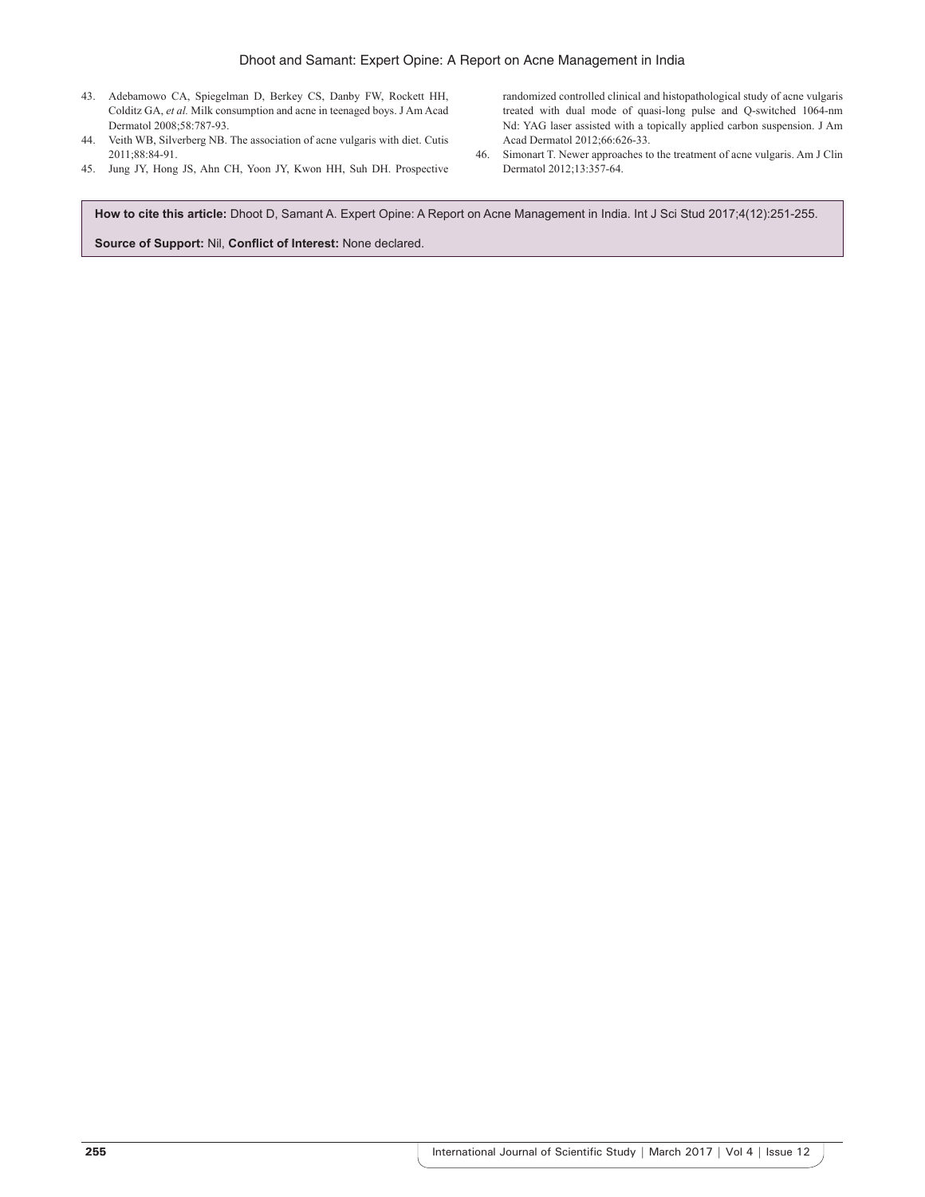43. Adebamowo CA, Spiegelman D, Berkey CS, Danby FW, Rockett HH, Colditz GA, *et al.* Milk consumption and acne in teenaged boys. J Am Acad Dermatol 2008;58:787-93.
44. Veith WB, Silverberg NB. The association of acne vulgaris with diet. Cutis 2011;88:84-91.
45. Jung JY, Hong JS, Ahn CH, Yoon JY, Kwon HH, Suh DH. Prospective randomized controlled clinical and histopathological study of acne vulgaris treated with dual mode of quasi-long pulse and Q-switched 1064-nm Nd: YAG laser assisted with a topically applied carbon suspension. J Am Acad Dermatol 2012;66:626-33.
46. Simonart T. Newer approaches to the treatment of acne vulgaris. Am J Clin Dermatol 2012;13:357-64.

**How to cite this article:** Dhoot D, Samant A. Expert Opine: A Report on Acne Management in India. Int J Sci Stud 2017;4(12):251-255.

**Source of Support:** Nil, **Conflict of Interest:** None declared.